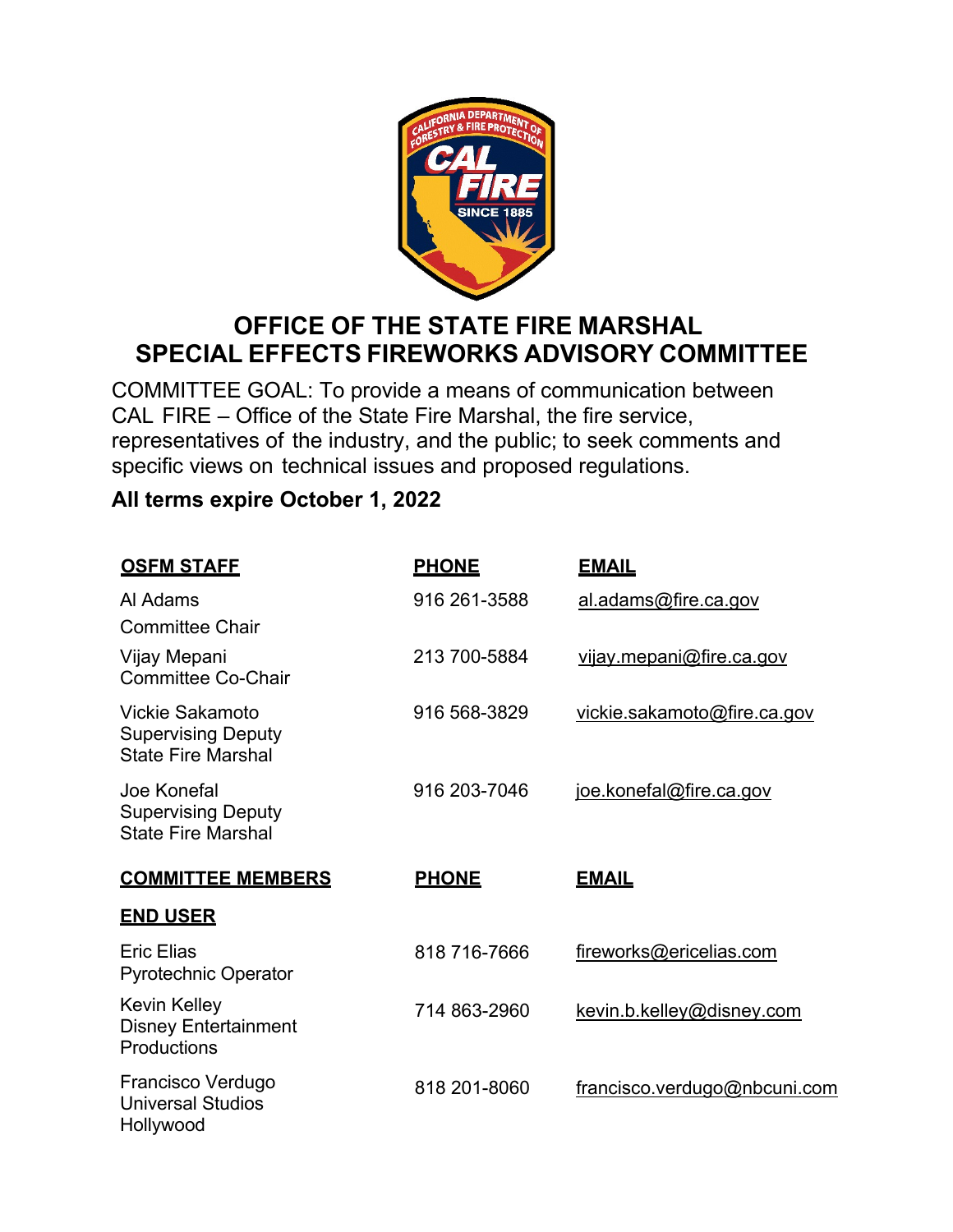# OFFICE OF THE STATE FIRE MARSHAL
# SPECIAL EFFECTS FIREWORKS ADVISORY COMMITTEE

COMMITTEE GOAL: To provide a means of communication between CAL FIRE – Office of the State Fire Marshal, the fire service, representatives of the industry, and the public; to seek comments and specific views on technical issues and proposed regulations.

**All terms expire October 1, 2022**

| **OSFM STAFF** | **PHONE** | **EMAIL** |
|---|---|---|
| Al Adams<br>Committee Chair | 916 261-3588 | al.adams@fire.ca.gov |
| Vijay Mepani<br>Committee Co-Chair | 213 700-5884 | vijay.mepani@fire.ca.gov |
| Vickie Sakamoto<br>Supervising Deputy State Fire Marshal | 916 568-3829 | vickie.sakamoto@fire.ca.gov |
| Joe Konefal<br>Supervising Deputy State Fire Marshal | 916 203-7046 | joe.konefal@fire.ca.gov |

| **COMMITTEE MEMBERS** | **PHONE** | **EMAIL** |
|---|---|---|
| **END USER** | | |
| Eric Elias<br>Pyrotechnic Operator | 818 716-7666 | fireworks@ericelias.com |
| Kevin Kelley<br>Disney Entertainment Productions | 714 863-2960 | kevin.b.kelley@disney.com |
| Francisco Verdugo<br>Universal Studios Hollywood | 818 201-8060 | francisco.verdugo@nbcuni.com |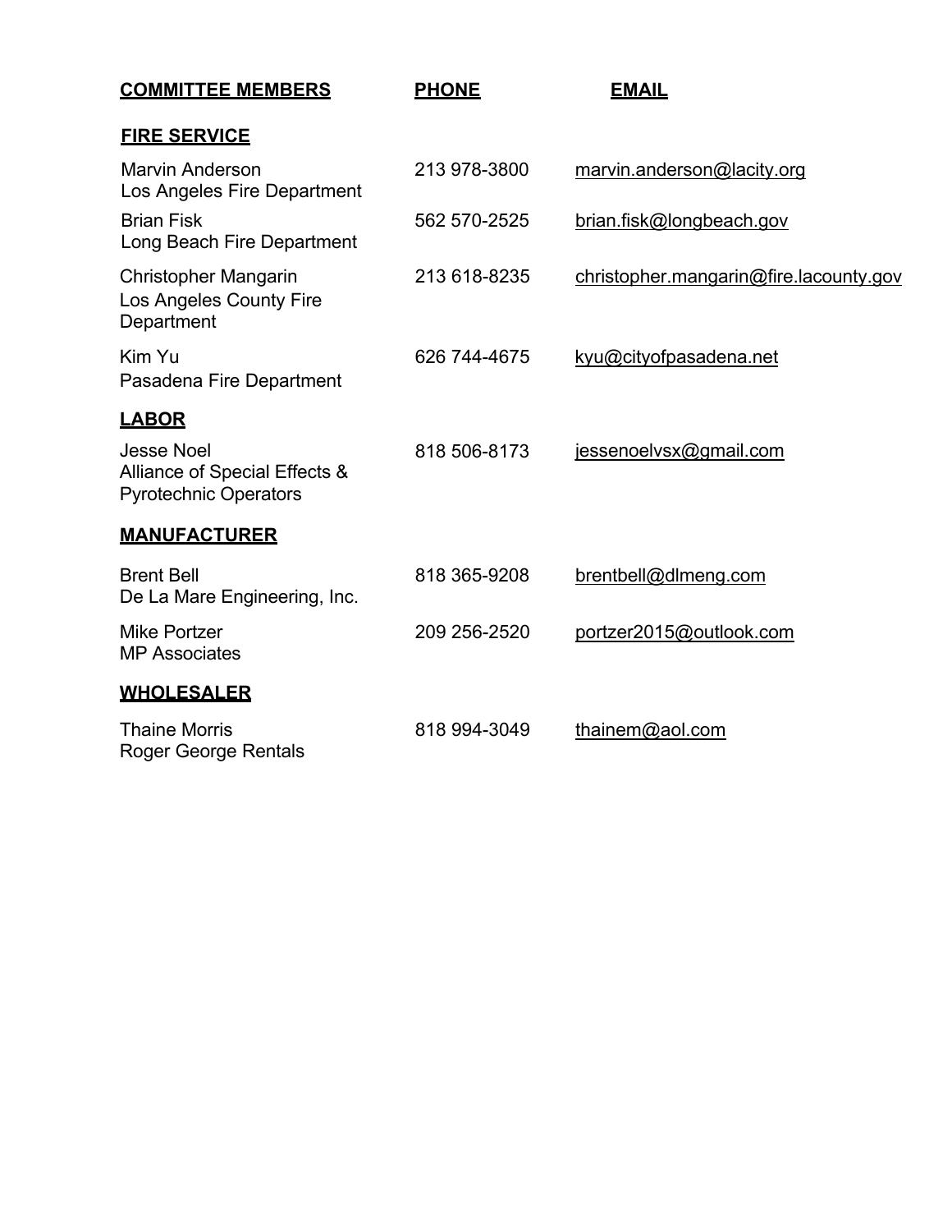| COMMITTEE MEMBERS | PHONE | EMAIL |
|---|---|---|
| **FIRE SERVICE** | | |
| Marvin Anderson<br>Los Angeles Fire Department | 213 978-3800 | marvin.anderson@lacity.org |
| Brian Fisk<br>Long Beach Fire Department | 562 570-2525 | brian.fisk@longbeach.gov |
| Christopher Mangarin<br>Los Angeles County Fire Department | 213 618-8235 | christopher.mangarin@fire.lacounty.gov |
| Kim Yu<br>Pasadena Fire Department | 626 744-4675 | kyu@cityofpasadena.net |
| **LABOR** | | |
| Jesse Noel<br>Alliance of Special Effects & Pyrotechnic Operators | 818 506-8173 | jessenoelvsx@gmail.com |
| **MANUFACTURER** | | |
| Brent Bell<br>De La Mare Engineering, Inc. | 818 365-9208 | brentbell@dlmeng.com |
| Mike Portzer<br>MP Associates | 209 256-2520 | portzer2015@outlook.com |
| **WHOLESALER** | | |
| Thaine Morris<br>Roger George Rentals | 818 994-3049 | thainem@aol.com |